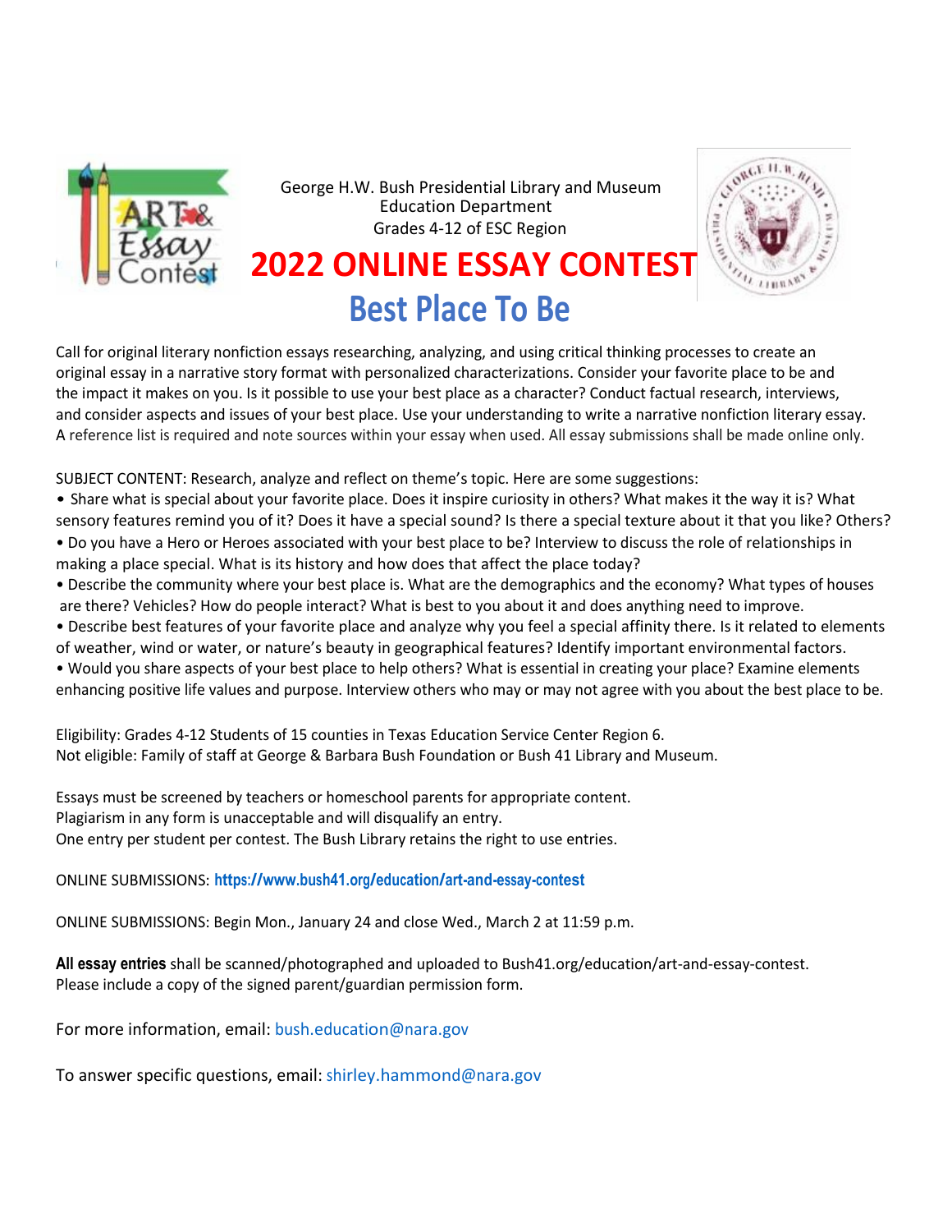George H.W. Bush Presidential Library and Museum
Education Department
Grades 4-12 of ESC Region

# 2022 ONLINE ESSAY CONTEST

## Best Place To Be

Call for original literary nonfiction essays researching, analyzing, and using critical thinking processes to create an original essay in a narrative story format with personalized characterizations. Consider your favorite place to be and the impact it makes on you. Is it possible to use your best place as a character? Conduct factual research, interviews, and consider aspects and issues of your best place. Use your understanding to write a narrative nonfiction literary essay. A reference list is required and note sources within your essay when used. All essay submissions shall be made online only.

SUBJECT CONTENT: Research, analyze and reflect on theme's topic. Here are some suggestions:

- Share what is special about your favorite place. Does it inspire curiosity in others? What makes it the way it is? What sensory features remind you of it? Does it have a special sound? Is there a special texture about it that you like? Others?
- Do you have a Hero or Heroes associated with your best place to be? Interview to discuss the role of relationships in making a place special. What is its history and how does that affect the place today?
- Describe the community where your best place is. What are the demographics and the economy? What types of houses are there? Vehicles? How do people interact? What is best to you about it and does anything need to improve.
- Describe best features of your favorite place and analyze why you feel a special affinity there. Is it related to elements of weather, wind or water, or nature's beauty in geographical features? Identify important environmental factors.
- Would you share aspects of your best place to help others? What is essential in creating your place? Examine elements enhancing positive life values and purpose. Interview others who may or may not agree with you about the best place to be.

Eligibility: Grades 4-12 Students of 15 counties in Texas Education Service Center Region 6.
Not eligible: Family of staff at George & Barbara Bush Foundation or Bush 41 Library and Museum.

Essays must be screened by teachers or homeschool parents for appropriate content.
Plagiarism in any form is unacceptable and will disqualify an entry.
One entry per student per contest. The Bush Library retains the right to use entries.

ONLINE SUBMISSIONS: **https://www.bush41.org/education/art-and-essay-contest**

ONLINE SUBMISSIONS: Begin Mon., January 24 and close Wed., March 2 at 11:59 p.m.

**All essay entries** shall be scanned/photographed and uploaded to Bush41.org/education/art-and-essay-contest.
Please include a copy of the signed parent/guardian permission form.

For more information, email: bush.education@nara.gov

To answer specific questions, email: shirley.hammond@nara.gov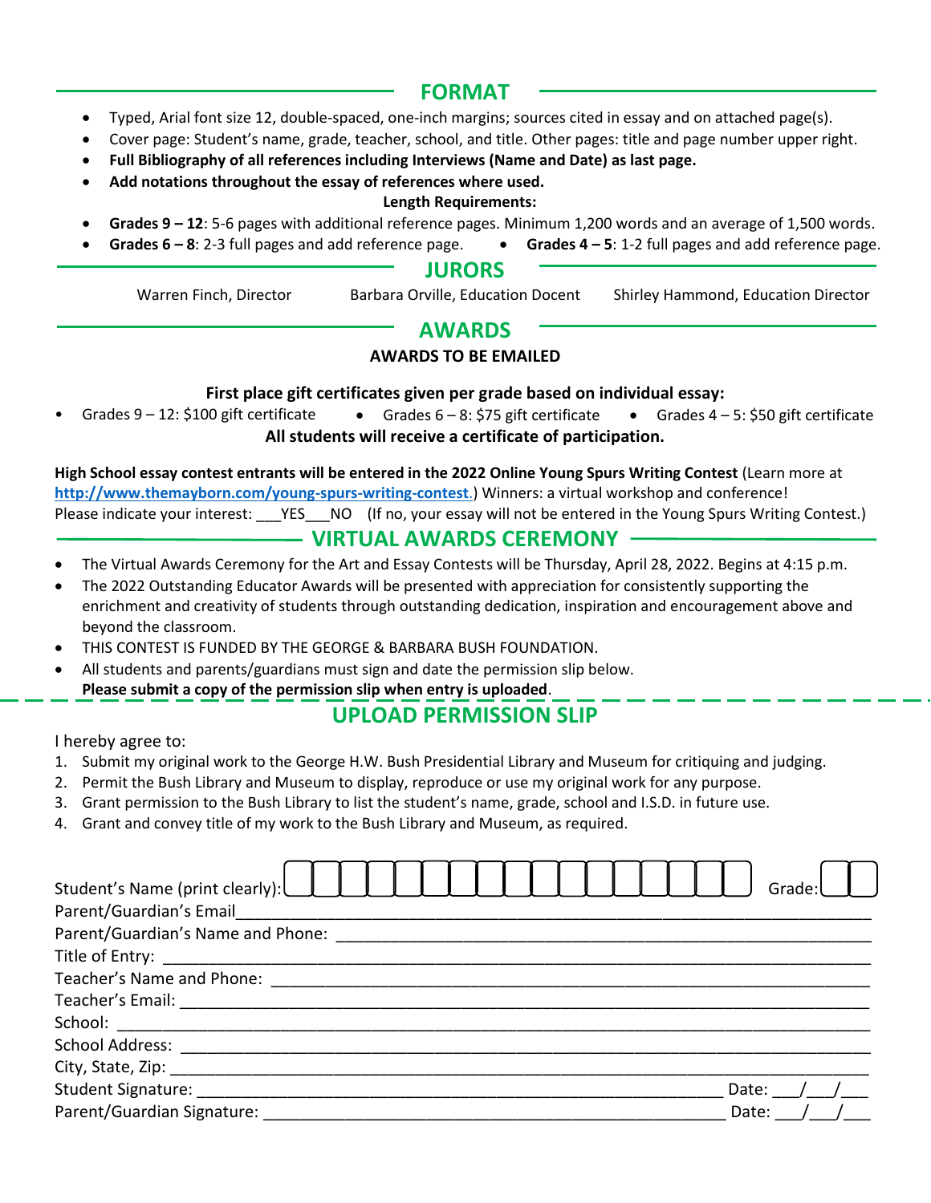## FORMAT

- Typed, Arial font size 12, double-spaced, one-inch margins; sources cited in essay and on attached page(s).
- Cover page: Student's name, grade, teacher, school, and title. Other pages: title and page number upper right.
- **Full Bibliography of all references including Interviews (Name and Date) as last page.**
- **Add notations throughout the essay of references where used.**

**Length Requirements:**

- **Grades 9 – 12**: 5-6 pages with additional reference pages. Minimum 1,200 words and an average of 1,500 words.
- **Grades 6 – 8**: 2-3 full pages and add reference page.
- **Grades 4 – 5**: 1-2 full pages and add reference page.

## JURORS

Warren Finch, Director | Barbara Orville, Education Docent | Shirley Hammond, Education Director

## AWARDS

**AWARDS TO BE EMAILED**

**First place gift certificates given per grade based on individual essay:**

- Grades 9 – 12: $100 gift certificate
- Grades 6 – 8: $75 gift certificate
- Grades 4 – 5: $50 gift certificate

**All students will receive a certificate of participation.**

**High School essay contest entrants will be entered in the 2022 Online Young Spurs Writing Contest** (Learn more at **http://www.themayborn.com/young-spurs-writing-contest**.) Winners: a virtual workshop and conference!
Please indicate your interest: ___YES___NO (If no, your essay will not be entered in the Young Spurs Writing Contest.)

## VIRTUAL AWARDS CEREMONY

- The Virtual Awards Ceremony for the Art and Essay Contests will be Thursday, April 28, 2022. Begins at 4:15 p.m.
- The 2022 Outstanding Educator Awards will be presented with appreciation for consistently supporting the enrichment and creativity of students through outstanding dedication, inspiration and encouragement above and beyond the classroom.
- THIS CONTEST IS FUNDED BY THE GEORGE & BARBARA BUSH FOUNDATION.
- All students and parents/guardians must sign and date the permission slip below.
  **Please submit a copy of the permission slip when entry is uploaded**.

## UPLOAD PERMISSION SLIP

I hereby agree to:

1. Submit my original work to the George H.W. Bush Presidential Library and Museum for critiquing and judging.
2. Permit the Bush Library and Museum to display, reproduce or use my original work for any purpose.
3. Grant permission to the Bush Library to list the student's name, grade, school and I.S.D. in future use.
4. Grant and convey title of my work to the Bush Library and Museum, as required.

Student's Name (print clearly): ☐☐☐☐☐☐☐☐☐☐☐☐☐☐☐☐☐ Grade: ☐☐

Parent/Guardian's Email_______________________________________________

Parent/Guardian's Name and Phone: _______________________________________

Title of Entry: ______________________________________________________

Teacher's Name and Phone: ____________________________________________

Teacher's Email: ____________________________________________________

School: ___________________________________________________________

School Address: _____________________________________________________

City, State, Zip: _____________________________________________________

Student Signature: ___________________________________ Date: ___/___/___

Parent/Guardian Signature: ____________________________ Date: ___/___/___